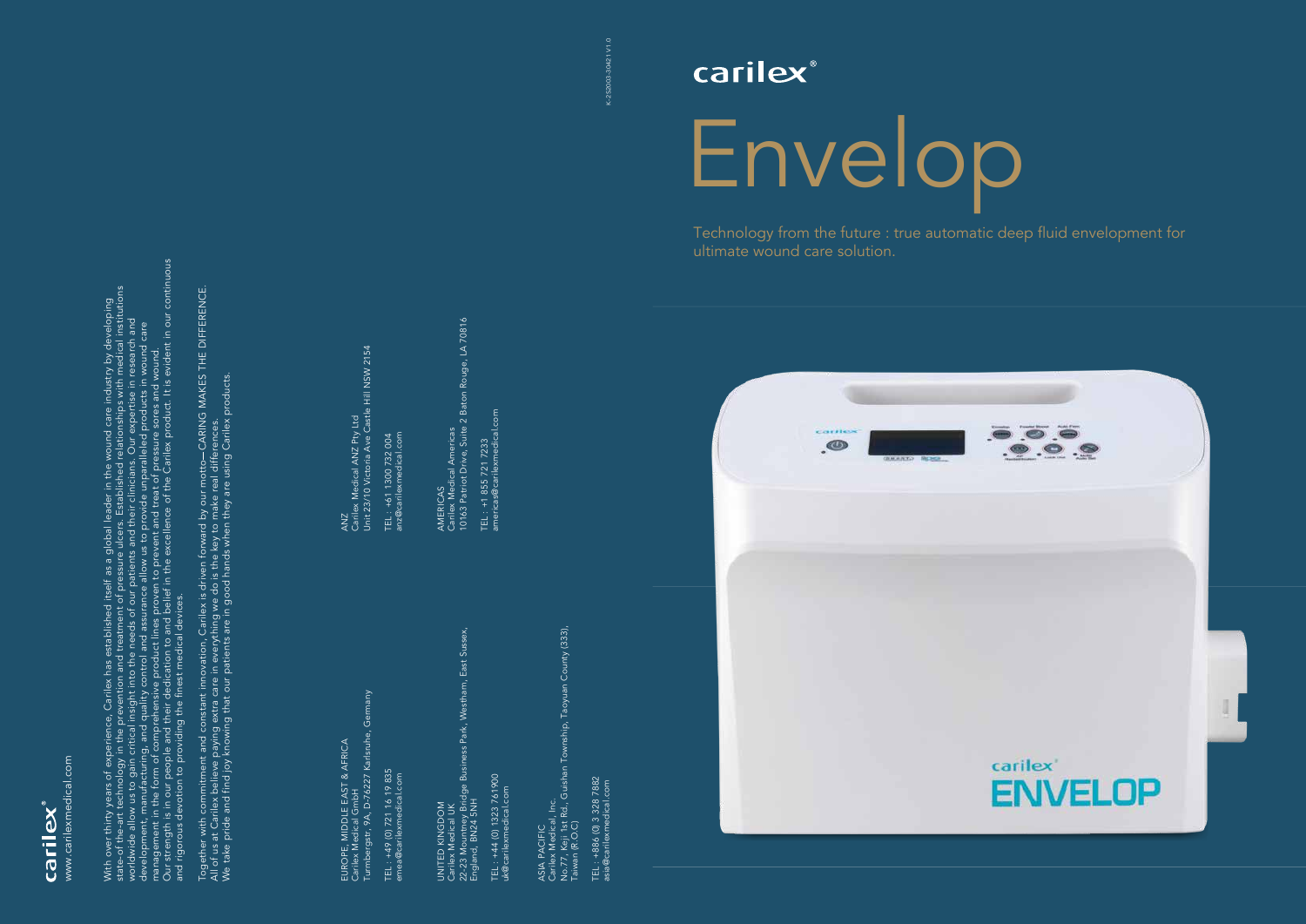# carilex®

# Envelop

Technology from the future : true automatic deep fluid envelopment for ultimate wound care solution.

---

carilex®

www.carilexmedical.com

With over thirty years of experience, Carilex has established itself as a global leader in the wound care industry by developing state-of-the-art technology in the prevention and treatment of pressure ulcers. Established relationships with medical institutions worldwide allow us to gain critical insight into the needs of our patients and their clinicians. Our expertise in research and development, manufacturing, and quality control and assurance allow us to provide unparalleled products in wound care management in the form of comprehensive product lines proven to prevent and treat of pressure sores and wound.
Our strength is in our people and their dedication to and belief in the excellence of the Carilex product. It is evident in our continuous and rigorous devotion to providing the finest medical devices.

Together with commitment and constant innovation, Carilex is driven forward by our motto—CARING MAKES THE DIFFERENCE.
All of us at Carilex believe paying extra care in everything we do is the key to make real differences.
We take pride and find joy knowing that our patients are in good hands when they are using Carilex products.

EUROPE, MIDDLE EAST & AFRICA
Carilex Medical GmbH
Turmbergstr, 9A, D-76227 Karlsruhe, Germany

TEL : +49 (0) 721 16 19 835
emea@carilexmedical.com

UNITED KINGDOM
Carilex Medical UK
22-23 Mountney Bridge Business Park, Westham, East Sussex, England, BN24 5NH

TEL : +44 (0) 1323 761900
uk@carilexmedical.com

ASIA PACIFIC
Carilex Medical, Inc.
No.77, Keji 1st Rd., Guishan Township, Taoyuan County (333), Taiwan (R.O.C)

TEL : +886 (0) 3 328 7882
asia@carilexmedical.com

ANZ
Carilex Medical ANZ Pty Ltd
Unit 23/10 Victoria Ave Castle Hill NSW 2154

TEL : +61 1300 732 004
anz@carilexmedical.com

AMERICAS
Carilex Medical Americas
10163 Patriot Drive, Suite 2 Baton Rouge, LA 70816

TEL : +1 855 721 7233
americas@carilexmedical.com

K-252003-30421 V1.0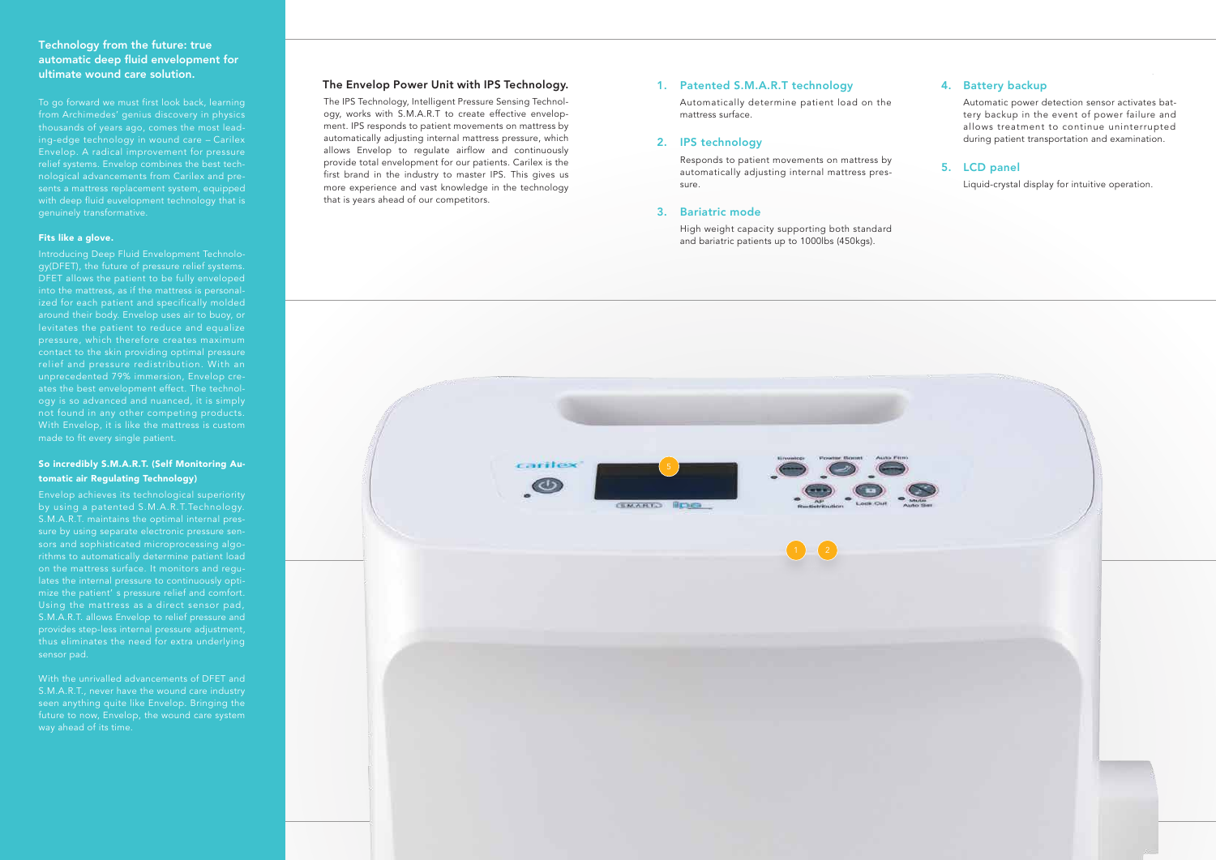## Technology from the future: true automatic deep fluid envelopment for ultimate wound care solution.

To go forward we must first look back, learning from Archimedes' genius discovery in physics thousands of years ago, comes the most leading-edge technology in wound care – Carilex Envelop. A radical improvement for pressure relief systems. Envelop combines the best technological advancements from Carilex and presents a mattress replacement system, equipped with deep fluid euvelopment technology that is genuinely transformative.

### Fits like a glove.

Introducing Deep Fluid Envelopment Technology(DFET), the future of pressure relief systems. DFET allows the patient to be fully enveloped into the mattress, as if the mattress is personalized for each patient and specifically molded around their body. Envelop uses air to buoy, or levitates the patient to reduce and equalize pressure, which therefore creates maximum contact to the skin providing optimal pressure relief and pressure redistribution. With an unprecedented 79% immersion, Envelop creates the best envelopment effect. The technology is so advanced and nuanced, it is simply not found in any other competing products. With Envelop, it is like the mattress is custom made to fit every single patient.

### So incredibly S.M.A.R.T. (Self Monitoring Automatic air Regulating Technology)

Envelop achieves its technological superiority by using a patented S.M.A.R.T.Technology. S.M.A.R.T. maintains the optimal internal pressure by using separate electronic pressure sensors and sophisticated microprocessing algorithms to automatically determine patient load on the mattress surface. It monitors and regulates the internal pressure to continuously optimize the patient' s pressure relief and comfort. Using the mattress as a direct sensor pad, S.M.A.R.T. allows Envelop to relief pressure and provides step-less internal pressure adjustment, thus eliminates the need for extra underlying sensor pad.

With the unrivalled advancements of DFET and S.M.A.R.T., never have the wound care industry seen anything quite like Envelop. Bringing the future to now, Envelop, the wound care system way ahead of its time.

## The Envelop Power Unit with IPS Technology.

The IPS Technology, Intelligent Pressure Sensing Technology, works with S.M.A.R.T to create effective envelopment. IPS responds to patient movements on mattress by automatically adjusting internal mattress pressure, which allows Envelop to regulate airflow and continuously provide total envelopment for our patients. Carilex is the first brand in the industry to master IPS. This gives us more experience and vast knowledge in the technology that is years ahead of our competitors.

### 1. Patented S.M.A.R.T technology

Automatically determine patient load on the mattress surface.

### 2. IPS technology

Responds to patient movements on mattress by automatically adjusting internal mattress pressure.

### 3. Bariatric mode

High weight capacity supporting both standard and bariatric patients up to 1000lbs (450kgs).

### 4. Battery backup

Automatic power detection sensor activates battery backup in the event of power failure and allows treatment to continue uninterrupted during patient transportation and examination.

### 5. LCD panel

Liquid-crystal display for intuitive operation.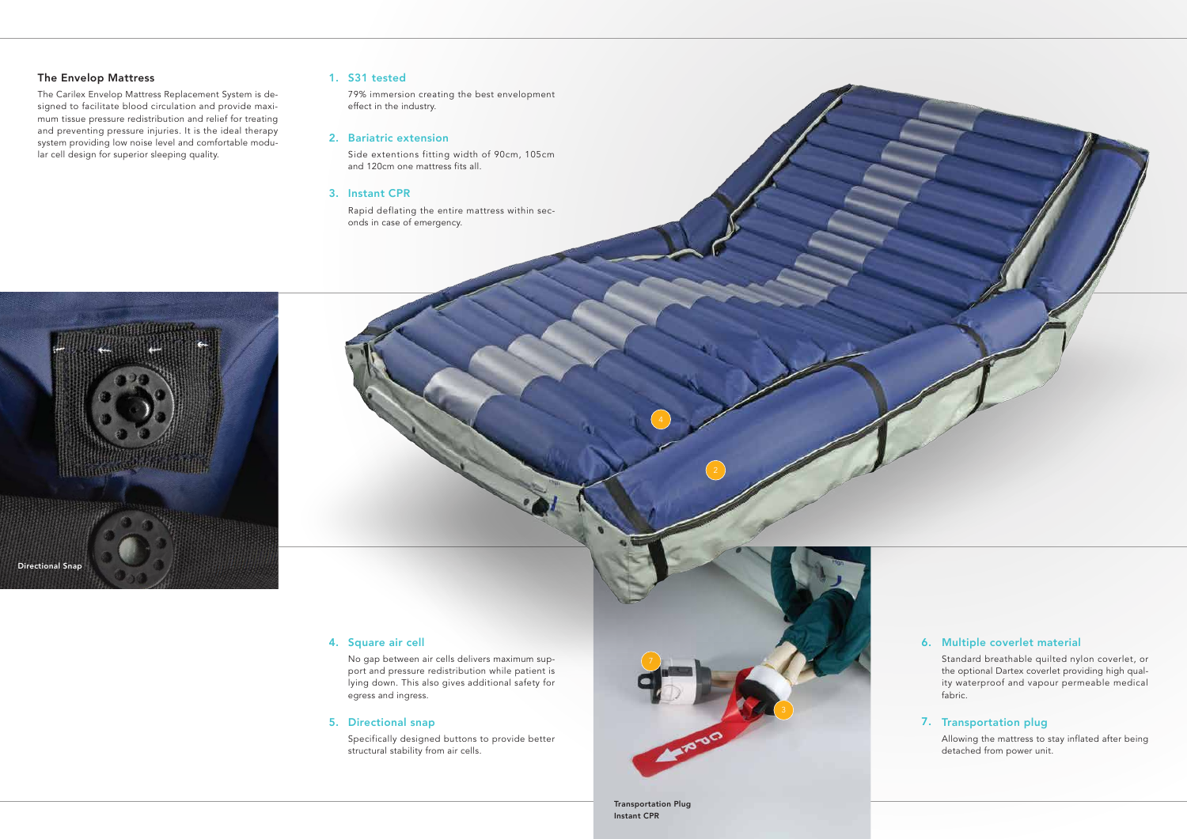## The Envelop Mattress

The Carilex Envelop Mattress Replacement System is designed to facilitate blood circulation and provide maximum tissue pressure redistribution and relief for treating and preventing pressure injuries. It is the ideal therapy system providing low noise level and comfortable modular cell design for superior sleeping quality.

### 1. S31 tested

79% immersion creating the best envelopment effect in the industry.

### 2. Bariatric extension

Side extentions fitting width of 90cm, 105cm and 120cm one mattress fits all.

### 3. Instant CPR

Rapid deflating the entire mattress within seconds in case of emergency.

Directional Snap

### 4. Square air cell

No gap between air cells delivers maximum support and pressure redistribution while patient is lying down. This also gives additional safety for egress and ingress.

### 5. Directional snap

Specifically designed buttons to provide better structural stability from air cells.

Transportation Plug
Instant CPR

### 6. Multiple coverlet material

Standard breathable quilted nylon coverlet, or the optional Dartex coverlet providing high quality waterproof and vapour permeable medical fabric.

### 7. Transportation plug

Allowing the mattress to stay inflated after being detached from power unit.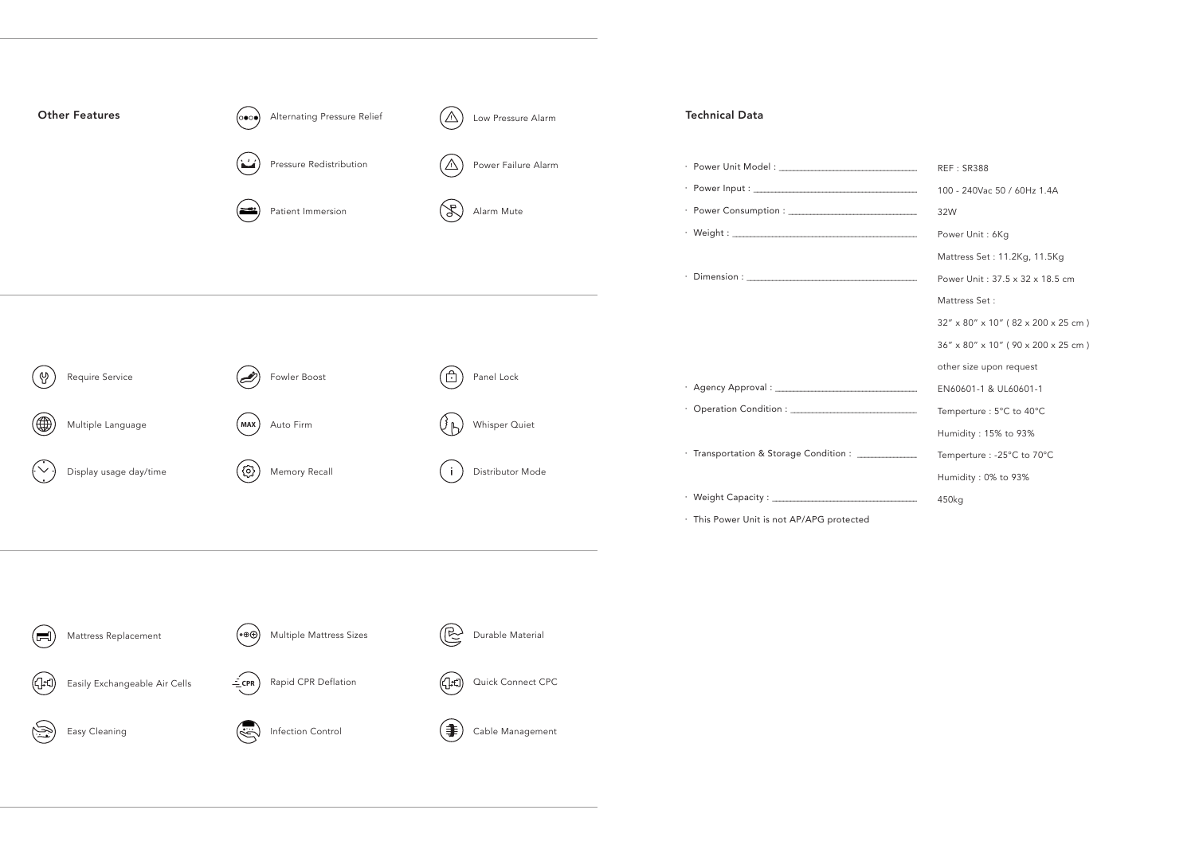## Other Features

- Alternating Pressure Relief
- Low Pressure Alarm
- Pressure Redistribution
- Power Failure Alarm
- Patient Immersion
- Alarm Mute

- Require Service
- Fowler Boost
- Panel Lock
- Multiple Language
- Auto Firm
- Whisper Quiet
- Display usage day/time
- Memory Recall
- Distributor Mode

- Mattress Replacement
- Multiple Mattress Sizes
- Durable Material
- Easily Exchangeable Air Cells
- Rapid CPR Deflation
- Quick Connect CPC
- Easy Cleaning
- Infection Control
- Cable Management

## Technical Data

| | |
|---|---|
| · Power Unit Model : | REF : SR388 |
| · Power Input : | 100 - 240Vac 50 / 60Hz 1.4A |
| · Power Consumption : | 32W |
| · Weight : | Power Unit : 6Kg |
| | Mattress Set : 11.2Kg, 11.5Kg |
| · Dimension : | Power Unit : 37.5 x 32 x 18.5 cm |
| | Mattress Set : |
| | 32" x 80" x 10" ( 82 x 200 x 25 cm ) |
| | 36" x 80" x 10" ( 90 x 200 x 25 cm ) |
| | other size upon request |
| · Agency Approval : | EN60601-1 & UL60601-1 |
| · Operation Condition : | Temperture : 5°C to 40°C |
| | Humidity : 15% to 93% |
| · Transportation & Storage Condition : | Temperture : -25°C to 70°C |
| | Humidity : 0% to 93% |
| · Weight Capacity : | 450kg |

· This Power Unit is not AP/APG protected